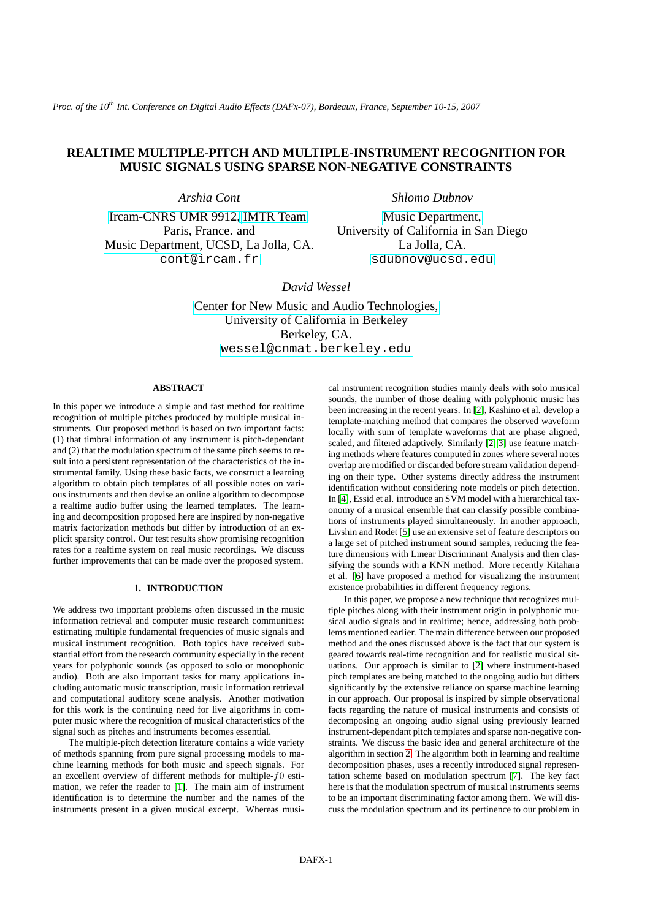# REALTIME MULTIPLE-PITCH AND MULTIPLE-INSTRUMENT RECOGNITION FOR MUSIC SIGNALS USING SPARSE NON-NEGATIVE CONSTRAINTS

*Arshia Cont*

Ircam-CNRS UMR 9912, IMTR Team,
Paris, France. and
Music Department, UCSD, La Jolla, CA.
cont@ircam.fr

*Shlomo Dubnov*

Music Department,
University of California in San Diego
La Jolla, CA.
sdubnov@ucsd.edu

*David Wessel*

Center for New Music and Audio Technologies,
University of California in Berkeley
Berkeley, CA.
wessel@cnmat.berkeley.edu

## ABSTRACT

In this paper we introduce a simple and fast method for realtime recognition of multiple pitches produced by multiple musical instruments. Our proposed method is based on two important facts: (1) that timbral information of any instrument is pitch-dependant and (2) that the modulation spectrum of the same pitch seems to result into a persistent representation of the characteristics of the instrumental family. Using these basic facts, we construct a learning algorithm to obtain pitch templates of all possible notes on various instruments and then devise an online algorithm to decompose a realtime audio buffer using the learned templates. The learning and decomposition proposed here are inspired by non-negative matrix factorization methods but differ by introduction of an explicit sparsity control. Our test results show promising recognition rates for a realtime system on real music recordings. We discuss further improvements that can be made over the proposed system.

## 1. INTRODUCTION

We address two important problems often discussed in the music information retrieval and computer music research communities: estimating multiple fundamental frequencies of music signals and musical instrument recognition. Both topics have received substantial effort from the research community especially in the recent years for polyphonic sounds (as opposed to solo or monophonic audio). Both are also important tasks for many applications including automatic music transcription, music information retrieval and computational auditory scene analysis. Another motivation for this work is the continuing need for live algorithms in computer music where the recognition of musical characteristics of the signal such as pitches and instruments becomes essential.

The multiple-pitch detection literature contains a wide variety of methods spanning from pure signal processing models to machine learning methods for both music and speech signals. For an excellent overview of different methods for multiple-$f0$ estimation, we refer the reader to [1]. The main aim of instrument identification is to determine the number and the names of the instruments present in a given musical excerpt. Whereas musical instrument recognition studies mainly deals with solo musical sounds, the number of those dealing with polyphonic music has been increasing in the recent years. In [2], Kashino et al. develop a template-matching method that compares the observed waveform locally with sum of template waveforms that are phase aligned, scaled, and filtered adaptively. Similarly [2, 3] use feature matching methods where features computed in zones where several notes overlap are modified or discarded before stream validation depending on their type. Other systems directly address the instrument identification without considering note models or pitch detection. In [4], Essid et al. introduce an SVM model with a hierarchical taxonomy of a musical ensemble that can classify possible combinations of instruments played simultaneously. In another approach, Livshin and Rodet [5] use an extensive set of feature descriptors on a large set of pitched instrument sound samples, reducing the feature dimensions with Linear Discriminant Analysis and then classifying the sounds with a KNN method. More recently Kitahara et al. [6] have proposed a method for visualizing the instrument existence probabilities in different frequency regions.

In this paper, we propose a new technique that recognizes multiple pitches along with their instrument origin in polyphonic musical audio signals and in realtime; hence, addressing both problems mentioned earlier. The main difference between our proposed method and the ones discussed above is the fact that our system is geared towards real-time recognition and for realistic musical situations. Our approach is similar to [2] where instrument-based pitch templates are being matched to the ongoing audio but differs significantly by the extensive reliance on sparse machine learning in our approach. Our proposal is inspired by simple observational facts regarding the nature of musical instruments and consists of decomposing an ongoing audio signal using previously learned instrument-dependant pitch templates and sparse non-negative constraints. We discuss the basic idea and general architecture of the algorithm in section 2. The algorithm both in learning and realtime decomposition phases, uses a recently introduced signal representation scheme based on modulation spectrum [7]. The key fact here is that the modulation spectrum of musical instruments seems to be an important discriminating factor among them. We will discuss the modulation spectrum and its pertinence to our problem in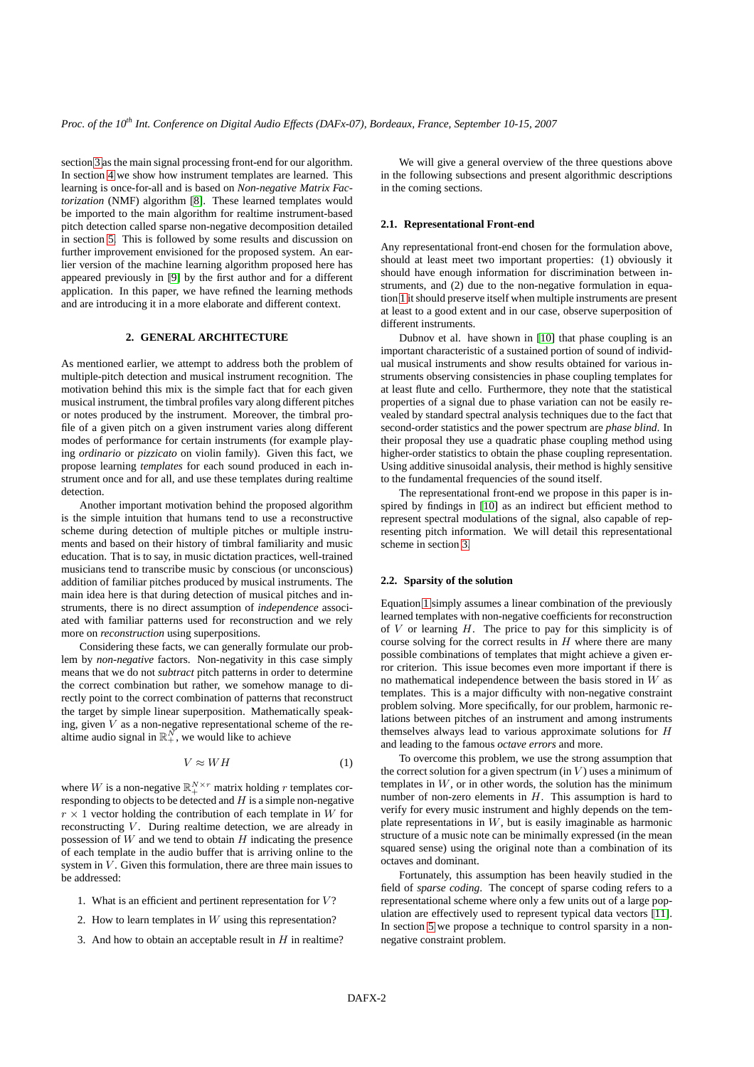section 3 as the main signal processing front-end for our algorithm. In section 4 we show how instrument templates are learned. This learning is once-for-all and is based on *Non-negative Matrix Factorization* (NMF) algorithm [8]. These learned templates would be imported to the main algorithm for realtime instrument-based pitch detection called sparse non-negative decomposition detailed in section 5. This is followed by some results and discussion on further improvement envisioned for the proposed system. An earlier version of the machine learning algorithm proposed here has appeared previously in [9] by the first author and for a different application. In this paper, we have refined the learning methods and are introducing it in a more elaborate and different context.

## 2. GENERAL ARCHITECTURE

As mentioned earlier, we attempt to address both the problem of multiple-pitch detection and musical instrument recognition. The motivation behind this mix is the simple fact that for each given musical instrument, the timbral profiles vary along different pitches or notes produced by the instrument. Moreover, the timbral profile of a given pitch on a given instrument varies along different modes of performance for certain instruments (for example playing *ordinario* or *pizzicato* on violin family). Given this fact, we propose learning *templates* for each sound produced in each instrument once and for all, and use these templates during realtime detection.

Another important motivation behind the proposed algorithm is the simple intuition that humans tend to use a reconstructive scheme during detection of multiple pitches or multiple instruments and based on their history of timbral familiarity and music education. That is to say, in music dictation practices, well-trained musicians tend to transcribe music by conscious (or unconscious) addition of familiar pitches produced by musical instruments. The main idea here is that during detection of musical pitches and instruments, there is no direct assumption of *independence* associated with familiar patterns used for reconstruction and we rely more on *reconstruction* using superpositions.

Considering these facts, we can generally formulate our problem by *non-negative* factors. Non-negativity in this case simply means that we do not *subtract* pitch patterns in order to determine the correct combination but rather, we somehow manage to directly point to the correct combination of patterns that reconstruct the target by simple linear superposition. Mathematically speaking, given $V$ as a non-negative representational scheme of the realtime audio signal in $\mathbb{R}_+^N$, we would like to achieve

$$V \approx WH \tag{1}$$

where $W$ is a non-negative $\mathbb{R}_+^{N\times r}$ matrix holding $r$ templates corresponding to objects to be detected and $H$ is a simple non-negative $r \times 1$ vector holding the contribution of each template in $W$ for reconstructing $V$. During realtime detection, we are already in possession of $W$ and we tend to obtain $H$ indicating the presence of each template in the audio buffer that is arriving online to the system in $V$. Given this formulation, there are three main issues to be addressed:

1. What is an efficient and pertinent representation for $V$?
2. How to learn templates in $W$ using this representation?
3. And how to obtain an acceptable result in $H$ in realtime?

We will give a general overview of the three questions above in the following subsections and present algorithmic descriptions in the coming sections.

### 2.1. Representational Front-end

Any representational front-end chosen for the formulation above, should at least meet two important properties: (1) obviously it should have enough information for discrimination between instruments, and (2) due to the non-negative formulation in equation 1 it should preserve itself when multiple instruments are present at least to a good extent and in our case, observe superposition of different instruments.

Dubnov et al. have shown in [10] that phase coupling is an important characteristic of a sustained portion of sound of individual musical instruments and show results obtained for various instruments observing consistencies in phase coupling templates for at least flute and cello. Furthermore, they note that the statistical properties of a signal due to phase variation can not be easily revealed by standard spectral analysis techniques due to the fact that second-order statistics and the power spectrum are *phase blind*. In their proposal they use a quadratic phase coupling method using higher-order statistics to obtain the phase coupling representation. Using additive sinusoidal analysis, their method is highly sensitive to the fundamental frequencies of the sound itself.

The representational front-end we propose in this paper is inspired by findings in [10] as an indirect but efficient method to represent spectral modulations of the signal, also capable of representing pitch information. We will detail this representational scheme in section 3.

### 2.2. Sparsity of the solution

Equation 1 simply assumes a linear combination of the previously learned templates with non-negative coefficients for reconstruction of $V$ or learning $H$. The price to pay for this simplicity is of course solving for the correct results in $H$ where there are many possible combinations of templates that might achieve a given error criterion. This issue becomes even more important if there is no mathematical independence between the basis stored in $W$ as templates. This is a major difficulty with non-negative constraint problem solving. More specifically, for our problem, harmonic relations between pitches of an instrument and among instruments themselves always lead to various approximate solutions for $H$ and leading to the famous *octave errors* and more.

To overcome this problem, we use the strong assumption that the correct solution for a given spectrum (in $V$) uses a minimum of templates in $W$, or in other words, the solution has the minimum number of non-zero elements in $H$. This assumption is hard to verify for every music instrument and highly depends on the template representations in $W$, but is easily imaginable as harmonic structure of a music note can be minimally expressed (in the mean squared sense) using the original note than a combination of its octaves and dominant.

Fortunately, this assumption has been heavily studied in the field of *sparse coding*. The concept of sparse coding refers to a representational scheme where only a few units out of a large population are effectively used to represent typical data vectors [11]. In section 5 we propose a technique to control sparsity in a non-negative constraint problem.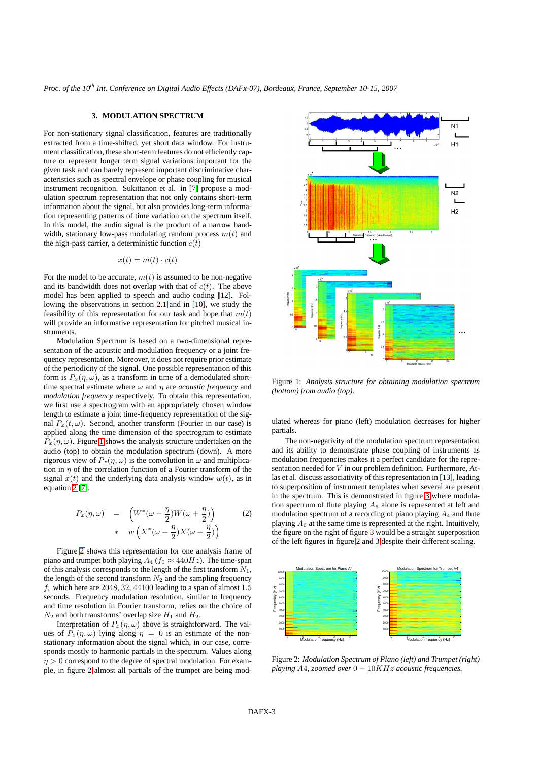## 3. MODULATION SPECTRUM

For non-stationary signal classification, features are traditionally extracted from a time-shifted, yet short data window. For instrument classification, these short-term features do not efficiently capture or represent longer term signal variations important for the given task and can barely represent important discriminative characteristics such as spectral envelope or phase coupling for musical instrument recognition. Sukittanon et al. in [7] propose a modulation spectrum representation that not only contains short-term information about the signal, but also provides long-term information representing patterns of time variation on the spectrum itself. In this model, the audio signal is the product of a narrow bandwidth, stationary low-pass modulating random process $m(t)$ and the high-pass carrier, a deterministic function $c(t)$

$$x(t) = m(t) \cdot c(t)$$

For the model to be accurate, $m(t)$ is assumed to be non-negative and its bandwidth does not overlap with that of $c(t)$. The above model has been applied to speech and audio coding [12]. Following the observations in section 2.1 and in [10], we study the feasibility of this representation for our task and hope that $m(t)$ will provide an informative representation for pitched musical instruments.

Modulation Spectrum is based on a two-dimensional representation of the acoustic and modulation frequency or a joint frequency representation. Moreover, it does not require prior estimate of the periodicity of the signal. One possible representation of this form is $P_x(\eta, \omega)$, as a transform in time of a demodulated short-time spectral estimate where $\omega$ and $\eta$ are *acoustic frequency* and *modulation frequency* respectively. To obtain this representation, we first use a spectrogram with an appropriately chosen window length to estimate a joint time-frequency representation of the signal $P_x(t, \omega)$. Second, another transform (Fourier in our case) is applied along the time dimension of the spectrogram to estimate $P_x(\eta, \omega)$. Figure 1 shows the analysis structure undertaken on the audio (top) to obtain the modulation spectrum (down). A more rigorous view of $P_x(\eta, \omega)$ is the convolution in $\omega$ and multiplication in $\eta$ of the correlation function of a Fourier transform of the signal $x(t)$ and the underlying data analysis window $w(t)$, as in equation 2 [7].

$$\begin{aligned} P_x(\eta, \omega) &= \left(W^*(\omega - \frac{\eta}{2})W(\omega + \frac{\eta}{2})\right) \\ &\quad * \quad w\left(X^*(\omega - \frac{\eta}{2})X(\omega + \frac{\eta}{2})\right) \end{aligned} \qquad (2)$$

Figure 2 shows this representation for one analysis frame of piano and trumpet both playing $A_4$ ($f_0 \approx 440Hz$). The time-span of this analysis corresponds to the length of the first transform $N_1$, the length of the second transform $N_2$ and the sampling frequency $f_s$ which here are 2048, 32, 44100 leading to a span of almost 1.5 seconds. Frequency modulation resolution, similar to frequency and time resolution in Fourier transform, relies on the choice of $N_2$ and both transforms' overlap size $H_1$ and $H_2$.

Interpretation of $P_x(\eta, \omega)$ above is straightforward. The values of $P_x(\eta, \omega)$ lying along $\eta = 0$ is an estimate of the non-stationary information about the signal which, in our case, corresponds mostly to harmonic partials in the spectrum. Values along $\eta > 0$ correspond to the degree of spectral modulation. For example, in figure 2 almost all partials of the trumpet are being modulated whereas for piano (left) modulation decreases for higher partials.

N1

H1

N2

H2

Figure 1: *Analysis structure for obtaining modulation spectrum (bottom) from audio (top).*

The non-negativity of the modulation spectrum representation and its ability to demonstrate phase coupling of instruments as modulation frequencies makes it a perfect candidate for the representation needed for $V$ in our problem definition. Furthermore, Atlas et al. discuss associativity of this representation in [13], leading to superposition of instrument templates when several are present in the spectrum. This is demonstrated in figure 3 where modulation spectrum of flute playing $A_6$ alone is represented at left and modulation spectrum of a recording of piano playing $A_4$ and flute playing $A_6$ at the same time is represented at the right. Intuitively, the figure on the right of figure 3 would be a straight superposition of the left figures in figure 2 and 3 despite their different scaling.

Modulation Spectrum for Piano A4

Modulation Spectrum for Trumpet A4

Frequency (Hz)

Modulation frequency (Hz)

Figure 2: *Modulation Spectrum of Piano (left) and Trumpet (right) playing A4, zoomed over $0 - 10KHz$ acoustic frequencies.*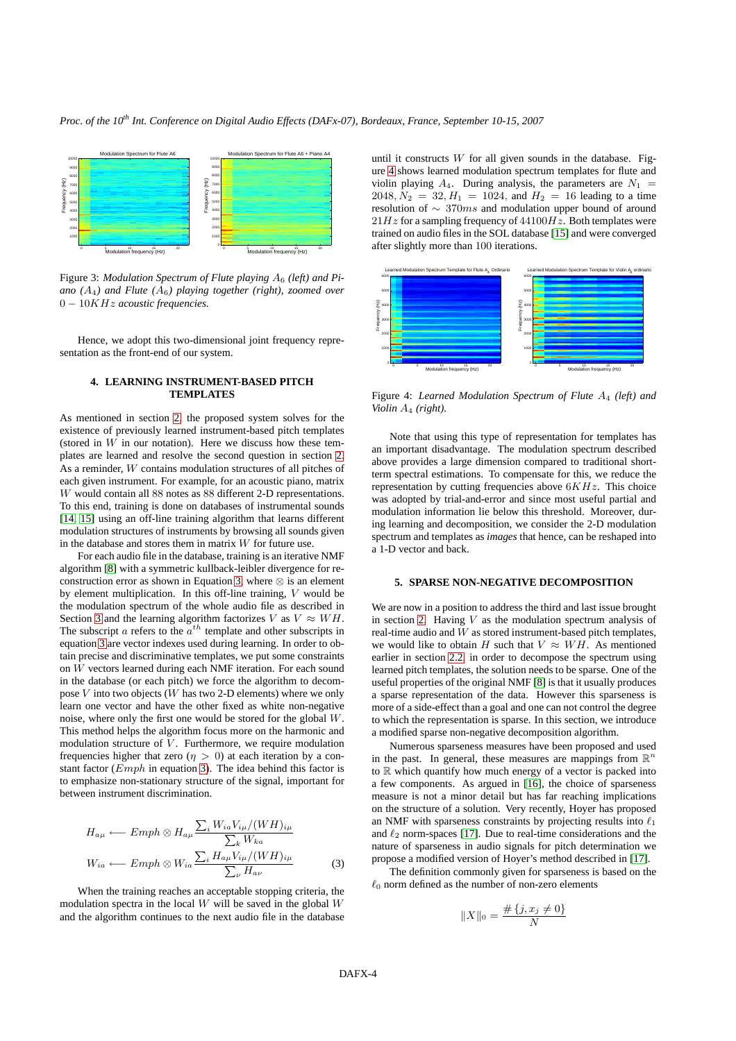Modulation Spectrum for Flute A6

Frequency (Hz)

Modulation frequency (Hz)

Modulation Spectrum for Flute A6 + Piano A4

Frequency (Hz)

Modulation frequency (Hz)

Figure 3: *Modulation Spectrum of Flute playing $A_6$ (left) and Piano ($A_4$) and Flute ($A_6$) playing together (right), zoomed over $0 - 10KHz$ acoustic frequencies.*

Hence, we adopt this two-dimensional joint frequency representation as the front-end of our system.

## 4. LEARNING INSTRUMENT-BASED PITCH TEMPLATES

As mentioned in section 2, the proposed system solves for the existence of previously learned instrument-based pitch templates (stored in $W$ in our notation). Here we discuss how these templates are learned and resolve the second question in section 2. As a reminder, $W$ contains modulation structures of all pitches of each given instrument. For example, for an acoustic piano, matrix $W$ would contain all 88 notes as 88 different 2-D representations. To this end, training is done on databases of instrumental sounds [14, 15] using an off-line training algorithm that learns different modulation structures of instruments by browsing all sounds given in the database and stores them in matrix $W$ for future use.

For each audio file in the database, training is an iterative NMF algorithm [8] with a symmetric kullback-leibler divergence for reconstruction error as shown in Equation 3, where $\otimes$ is an element by element multiplication. In this off-line training, $V$ would be the modulation spectrum of the whole audio file as described in Section 3 and the learning algorithm factorizes $V$ as $V \approx WH$. The subscript $a$ refers to the $a^{th}$ template and other subscripts in equation 3 are vector indexes used during learning. In order to obtain precise and discriminative templates, we put some constraints on $W$ vectors learned during each NMF iteration. For each sound in the database (or each pitch) we force the algorithm to decompose $V$ into two objects ($W$ has two 2-D elements) where we only learn one vector and have the other fixed as white non-negative noise, where only the first one would be stored for the global $W$. This method helps the algorithm focus more on the harmonic and modulation structure of $V$. Furthermore, we require modulation frequencies higher that zero ($\eta > 0$) at each iteration by a constant factor ($Emph$ in equation 3). The idea behind this factor is to emphasize non-stationary structure of the signal, important for between instrument discrimination.

$$
\begin{aligned}
H_{a\mu} &\longleftarrow Emph \otimes H_{a\mu} \frac{\sum_i W_{ia} V_{i\mu}/(WH)_{i\mu}}{\sum_k W_{ka}} \\
W_{ia} &\longleftarrow Emph \otimes W_{ia} \frac{\sum_i H_{a\mu} V_{i\mu}/(WH)_{i\mu}}{\sum_\nu H_{a\nu}}
\end{aligned}
\tag{3}
$$

When the training reaches an acceptable stopping criteria, the modulation spectra in the local $W$ will be saved in the global $W$ and the algorithm continues to the next audio file in the database until it constructs $W$ for all given sounds in the database. Figure 4 shows learned modulation spectrum templates for flute and violin playing $A_4$. During analysis, the parameters are $N_1 = 2048, N_2 = 32, H_1 = 1024$, and $H_2 = 16$ leading to a time resolution of $\sim 370ms$ and modulation upper bound of around $21Hz$ for a sampling frequency of $44100Hz$. Both templates were trained on audio files in the SOL database [15] and were converged after slightly more than 100 iterations.

Learned Modulation Spectrum Template for Flute A4 Ordinario

Frequency (Hz)

Modulation frequency (Hz)

Learned Modulation Spectrum Template for Violin A4 ordinario

Frequency (Hz)

Modulation frequency (Hz)

Figure 4: *Learned Modulation Spectrum of Flute $A_4$ (left) and Violin $A_4$ (right).*

Note that using this type of representation for templates has an important disadvantage. The modulation spectrum described above provides a large dimension compared to traditional short-term spectral estimations. To compensate for this, we reduce the representation by cutting frequencies above $6KHz$. This choice was adopted by trial-and-error and since most useful partial and modulation information lie below this threshold. Moreover, during learning and decomposition, we consider the 2-D modulation spectrum and templates as *images* that hence, can be reshaped into a 1-D vector and back.

## 5. SPARSE NON-NEGATIVE DECOMPOSITION

We are now in a position to address the third and last issue brought in section 2. Having $V$ as the modulation spectrum analysis of real-time audio and $W$ as stored instrument-based pitch templates, we would like to obtain $H$ such that $V \approx WH$. As mentioned earlier in section 2.2, in order to decompose the spectrum using learned pitch templates, the solution needs to be sparse. One of the useful properties of the original NMF [8] is that it usually produces a sparse representation of the data. However this sparseness is more of a side-effect than a goal and one can not control the degree to which the representation is sparse. In this section, we introduce a modified sparse non-negative decomposition algorithm.

Numerous sparseness measures have been proposed and used in the past. In general, these measures are mappings from $\mathbb{R}^n$ to $\mathbb{R}$ which quantify how much energy of a vector is packed into a few components. As argued in [16], the choice of sparseness measure is not a minor detail but has far reaching implications on the structure of a solution. Very recently, Hoyer has proposed an NMF with sparseness constraints by projecting results into $\ell_1$ and $\ell_2$ norm-spaces [17]. Due to real-time considerations and the nature of sparseness in audio signals for pitch determination we propose a modified version of Hoyer's method described in [17].

The definition commonly given for sparseness is based on the $\ell_0$ norm defined as the number of non-zero elements

$$
\|X\|_0 = \frac{\# \{j, x_j \neq 0\}}{N}
$$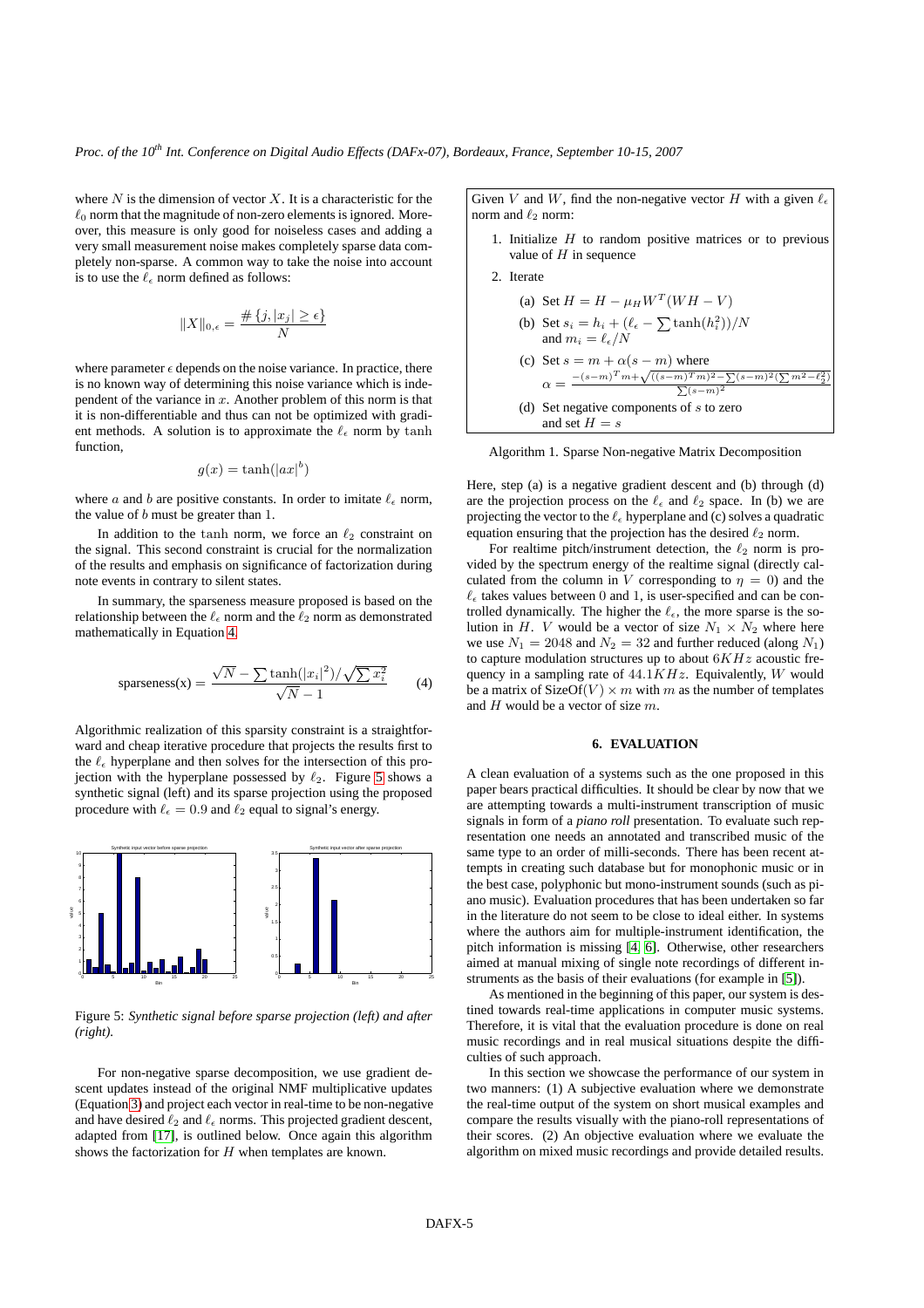where $N$ is the dimension of vector $X$. It is a characteristic for the $\ell_0$ norm that the magnitude of non-zero elements is ignored. Moreover, this measure is only good for noiseless cases and adding a very small measurement noise makes completely sparse data completely non-sparse. A common way to take the noise into account is to use the $\ell_\epsilon$ norm defined as follows:

$$\|X\|_{0,\epsilon} = \frac{\#\{j, |x_j| \geq \epsilon\}}{N}$$

where parameter $\epsilon$ depends on the noise variance. In practice, there is no known way of determining this noise variance which is independent of the variance in $x$. Another problem of this norm is that it is non-differentiable and thus can not be optimized with gradient methods. A solution is to approximate the $\ell_\epsilon$ norm by tanh function,

$$g(x) = \tanh(|ax|^b)$$

where $a$ and $b$ are positive constants. In order to imitate $\ell_\epsilon$ norm, the value of $b$ must be greater than 1.

In addition to the tanh norm, we force an $\ell_2$ constraint on the signal. This second constraint is crucial for the normalization of the results and emphasis on significance of factorization during note events in contrary to silent states.

In summary, the sparseness measure proposed is based on the relationship between the $\ell_\epsilon$ norm and the $\ell_2$ norm as demonstrated mathematically in Equation 4.

$$\text{sparseness(x)} = \frac{\sqrt{N} - \sum \tanh(|x_i|^2)/\sqrt{\sum x_i^2}}{\sqrt{N} - 1} \tag{4}$$

Algorithmic realization of this sparsity constraint is a straightforward and cheap iterative procedure that projects the results first to the $\ell_\epsilon$ hyperplane and then solves for the intersection of this projection with the hyperplane possessed by $\ell_2$. Figure 5 shows a synthetic signal (left) and its sparse projection using the proposed procedure with $\ell_\epsilon = 0.9$ and $\ell_2$ equal to signal's energy.

Synthetic input vector before sparse projection

Synthetic input vector after sparse projection

Figure 5: *Synthetic signal before sparse projection (left) and after (right).*

For non-negative sparse decomposition, we use gradient descent updates instead of the original NMF multiplicative updates (Equation 3) and project each vector in real-time to be non-negative and have desired $\ell_2$ and $\ell_\epsilon$ norms. This projected gradient descent, adapted from [17], is outlined below. Once again this algorithm shows the factorization for $H$ when templates are known.

Given $V$ and $W$, find the non-negative vector $H$ with a given $\ell_\epsilon$ norm and $\ell_2$ norm:

1. Initialize $H$ to random positive matrices or to previous value of $H$ in sequence
2. Iterate
   (a) Set $H = H - \mu_H W^T(WH - V)$
   (b) Set $s_i = h_i + (\ell_\epsilon - \sum \tanh(h_i^2))/N$ and $m_i = \ell_\epsilon/N$
   (c) Set $s = m + \alpha(s - m)$ where $\alpha = \frac{-(s-m)^T m + \sqrt{((s-m)^T m)^2 - \sum(s-m)^2(\sum m^2 - \ell_2^2)}}{\sum(s-m)^2}$
   (d) Set negative components of $s$ to zero and set $H = s$

Algorithm 1. Sparse Non-negative Matrix Decomposition

Here, step (a) is a negative gradient descent and (b) through (d) are the projection process on the $\ell_\epsilon$ and $\ell_2$ space. In (b) we are projecting the vector to the $\ell_\epsilon$ hyperplane and (c) solves a quadratic equation ensuring that the projection has the desired $\ell_2$ norm.

For realtime pitch/instrument detection, the $\ell_2$ norm is provided by the spectrum energy of the realtime signal (directly calculated from the column in $V$ corresponding to $\eta = 0$) and the $\ell_\epsilon$ takes values between 0 and 1, is user-specified and can be controlled dynamically. The higher the $\ell_\epsilon$, the more sparse is the solution in $H$. $V$ would be a vector of size $N_1 \times N_2$ where here we use $N_1 = 2048$ and $N_2 = 32$ and further reduced (along $N_1$) to capture modulation structures up to about $6KHz$ acoustic frequency in a sampling rate of $44.1KHz$. Equivalently, $W$ would be a matrix of SizeOf$(V) \times m$ with $m$ as the number of templates and $H$ would be a vector of size $m$.

## 6. EVALUATION

A clean evaluation of a systems such as the one proposed in this paper bears practical difficulties. It should be clear by now that we are attempting towards a multi-instrument transcription of music signals in form of a *piano roll* presentation. To evaluate such representation one needs an annotated and transcribed music of the same type to an order of milli-seconds. There has been recent attempts in creating such database but for monophonic music or in the best case, polyphonic but mono-instrument sounds (such as piano music). Evaluation procedures that has been undertaken so far in the literature do not seem to be close to ideal either. In systems where the authors aim for multiple-instrument identification, the pitch information is missing [4, 6]. Otherwise, other researchers aimed at manual mixing of single note recordings of different instruments as the basis of their evaluations (for example in [5]).

As mentioned in the beginning of this paper, our system is destined towards real-time applications in computer music systems. Therefore, it is vital that the evaluation procedure is done on real music recordings and in real musical situations despite the difficulties of such approach.

In this section we showcase the performance of our system in two manners: (1) A subjective evaluation where we demonstrate the real-time output of the system on short musical examples and compare the results visually with the piano-roll representations of their scores. (2) An objective evaluation where we evaluate the algorithm on mixed music recordings and provide detailed results.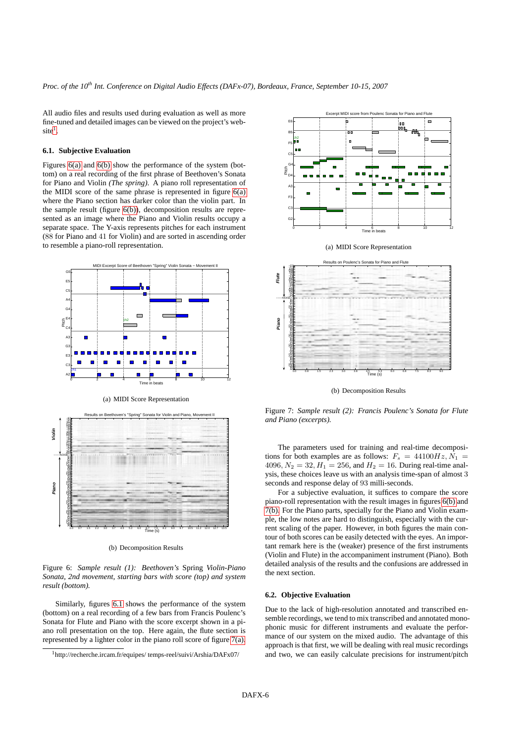All audio files and results used during evaluation as well as more fine-tuned and detailed images can be viewed on the project's website[1].

### 6.1. Subjective Evaluation

Figures 6(a) and 6(b) show the performance of the system (bottom) on a real recording of the first phrase of Beethoven's Sonata for Piano and Violin *(The spring)*. A piano roll representation of the MIDI score of the same phrase is represented in figure 6(a) where the Piano section has darker color than the violin part. In the sample result (figure 6(b)), decomposition results are represented as an image where the Piano and Violin results occupy a separate space. The Y-axis represents pitches for each instrument (88 for Piano and 41 for Violin) and are sorted in ascending order to resemble a piano-roll representation.

MIDI Excerpt Score of Beethoven "Spring" Violin Sonata – Movement II

(a) MIDI Score Representation

Results on Beethoven's "Spring" Sonata for Violin and Piano, Movement II

(b) Decomposition Results

Figure 6: *Sample result (1): Beethoven's* Spring *Violin-Piano Sonata, 2nd movement, starting bars with score (top) and system result (bottom).*

Similarly, figures 6.1 shows the performance of the system (bottom) on a real recording of a few bars from Francis Poulenc's Sonata for Flute and Piano with the score excerpt shown in a piano roll presentation on the top. Here again, the flute section is represented by a lighter color in the piano roll score of figure 7(a).

Excerpt MIDI score from Poulenc Sonata for Piano and Flute

(a) MIDI Score Representation

Results on Poulenc's Sonata for Piano and Flute

(b) Decomposition Results

Figure 7: *Sample result (2): Francis Poulenc's Sonata for Flute and Piano (excerpts).*

The parameters used for training and real-time decompositions for both examples are as follows: $F_s = 44100Hz, N_1 = 4096, N_2 = 32, H_1 = 256$, and $H_2 = 16$. During real-time analysis, these choices leave us with an analysis time-span of almost 3 seconds and response delay of 93 milli-seconds.

For a subjective evaluation, it suffices to compare the score piano-roll representation with the result images in figures 6(b) and 7(b). For the Piano parts, specially for the Piano and Violin example, the low notes are hard to distinguish, especially with the current scaling of the paper. However, in both figures the main contour of both scores can be easily detected with the eyes. An important remark here is the (weaker) presence of the first instruments (Violin and Flute) in the accompaniment instrument (Piano). Both detailed analysis of the results and the confusions are addressed in the next section.

### 6.2. Objective Evaluation

Due to the lack of high-resolution annotated and transcribed ensemble recordings, we tend to mix transcribed and annotated monophonic music for different instruments and evaluate the performance of our system on the mixed audio. The advantage of this approach is that first, we will be dealing with real music recordings and two, we can easily calculate precisions for instrument/pitch

[1] http://recherche.ircam.fr/equipes/ temps-reel/suivi/Arshia/DAFx07/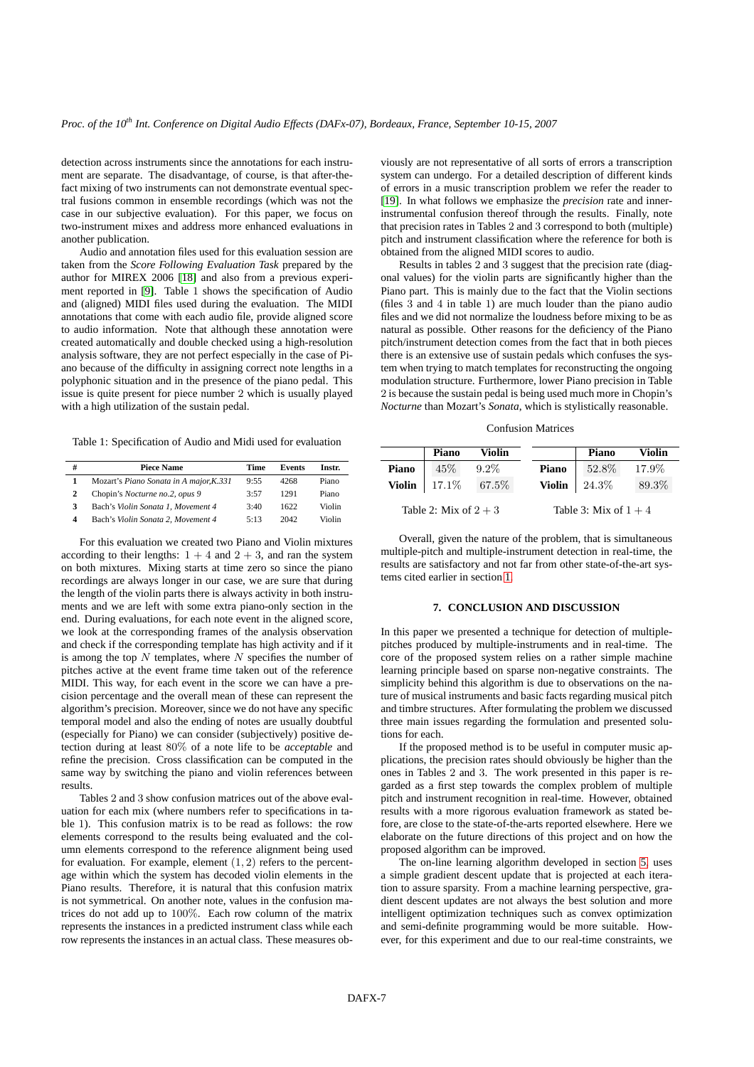detection across instruments since the annotations for each instrument are separate. The disadvantage, of course, is that after-the-fact mixing of two instruments can not demonstrate eventual spectral fusions common in ensemble recordings (which was not the case in our subjective evaluation). For this paper, we focus on two-instrument mixes and address more enhanced evaluations in another publication.

Audio and annotation files used for this evaluation session are taken from the *Score Following Evaluation Task* prepared by the author for MIREX 2006 [18] and also from a previous experiment reported in [9]. Table 1 shows the specification of Audio and (aligned) MIDI files used during the evaluation. The MIDI annotations that come with each audio file, provide aligned score to audio information. Note that although these annotation were created automatically and double checked using a high-resolution analysis software, they are not perfect especially in the case of Piano because of the difficulty in assigning correct note lengths in a polyphonic situation and in the presence of the piano pedal. This issue is quite present for piece number 2 which is usually played with a high utilization of the sustain pedal.

Table 1: Specification of Audio and Midi used for evaluation

| # | Piece Name | Time | Events | Instr. |
|---|---|---|---|---|
| **1** | Mozart's *Piano Sonata in A major,K.331* | 9:55 | 4268 | Piano |
| **2** | Chopin's *Nocturne no.2, opus 9* | 3:57 | 1291 | Piano |
| **3** | Bach's *Violin Sonata 1, Movement 4* | 3:40 | 1622 | Violin |
| **4** | Bach's *Violin Sonata 2, Movement 4* | 5:13 | 2042 | Violin |

For this evaluation we created two Piano and Violin mixtures according to their lengths: $1 + 4$ and $2 + 3$, and ran the system on both mixtures. Mixing starts at time zero so since the piano recordings are always longer in our case, we are sure that during the length of the violin parts there is always activity in both instruments and we are left with some extra piano-only section in the end. During evaluations, for each note event in the aligned score, we look at the corresponding frames of the analysis observation and check if the corresponding template has high activity and if it is among the top $N$ templates, where $N$ specifies the number of pitches active at the event frame time taken out of the reference MIDI. This way, for each event in the score we can have a precision percentage and the overall mean of these can represent the algorithm's precision. Moreover, since we do not have any specific temporal model and also the ending of notes are usually doubtful (especially for Piano) we can consider (subjectively) positive detection during at least $80\%$ of a note life to be *acceptable* and refine the precision. Cross classification can be computed in the same way by switching the piano and violin references between results.

Tables 2 and 3 show confusion matrices out of the above evaluation for each mix (where numbers refer to specifications in table 1). This confusion matrix is to be read as follows: the row elements correspond to the results being evaluated and the column elements correspond to the reference alignment being used for evaluation. For example, element $(1, 2)$ refers to the percentage within which the system has decoded violin elements in the Piano results. Therefore, it is natural that this confusion matrix is not symmetrical. On another note, values in the confusion matrices do not add up to $100\%$. Each row column of the matrix represents the instances in a predicted instrument class while each row represents the instances in an actual class. These measures obviously are not representative of all sorts of errors a transcription system can undergo. For a detailed description of different kinds of errors in a music transcription problem we refer the reader to [19]. In what follows we emphasize the *precision* rate and inner-instrumental confusion thereof through the results. Finally, note that precision rates in Tables 2 and 3 correspond to both (multiple) pitch and instrument classification where the reference for both is obtained from the aligned MIDI scores to audio.

Results in tables 2 and 3 suggest that the precision rate (diagonal values) for the violin parts are significantly higher than the Piano part. This is mainly due to the fact that the Violin sections (files 3 and 4 in table 1) are much louder than the piano audio files and we did not normalize the loudness before mixing to be as natural as possible. Other reasons for the deficiency of the Piano pitch/instrument detection comes from the fact that in both pieces there is an extensive use of sustain pedals which confuses the system when trying to match templates for reconstructing the ongoing modulation structure. Furthermore, lower Piano precision in Table 2 is because the sustain pedal is being used much more in Chopin's *Nocturne* than Mozart's *Sonata*, which is stylistically reasonable.

Confusion Matrices

| | **Piano** | **Violin** |
|---|---|---|
| **Piano** | $45\%$ | $9.2\%$ |
| **Violin** | $17.1\%$ | $67.5\%$ |

Table 2: Mix of $2 + 3$

| | **Piano** | **Violin** |
|---|---|---|
| **Piano** | $52.8\%$ | $17.9\%$ |
| **Violin** | $24.3\%$ | $89.3\%$ |

Table 3: Mix of $1 + 4$

Overall, given the nature of the problem, that is simultaneous multiple-pitch and multiple-instrument detection in real-time, the results are satisfactory and not far from other state-of-the-art systems cited earlier in section 1.

## 7. CONCLUSION AND DISCUSSION

In this paper we presented a technique for detection of multiple-pitches produced by multiple-instruments and in real-time. The core of the proposed system relies on a rather simple machine learning principle based on sparse non-negative constraints. The simplicity behind this algorithm is due to observations on the nature of musical instruments and basic facts regarding musical pitch and timbre structures. After formulating the problem we discussed three main issues regarding the formulation and presented solutions for each.

If the proposed method is to be useful in computer music applications, the precision rates should obviously be higher than the ones in Tables 2 and 3. The work presented in this paper is regarded as a first step towards the complex problem of multiple pitch and instrument recognition in real-time. However, obtained results with a more rigorous evaluation framework as stated before, are close to the state-of-the-arts reported elsewhere. Here we elaborate on the future directions of this project and on how the proposed algorithm can be improved.

The on-line learning algorithm developed in section 5 uses a simple gradient descent update that is projected at each iteration to assure sparsity. From a machine learning perspective, gradient descent updates are not always the best solution and more intelligent optimization techniques such as convex optimization and semi-definite programming would be more suitable. However, for this experiment and due to our real-time constraints, we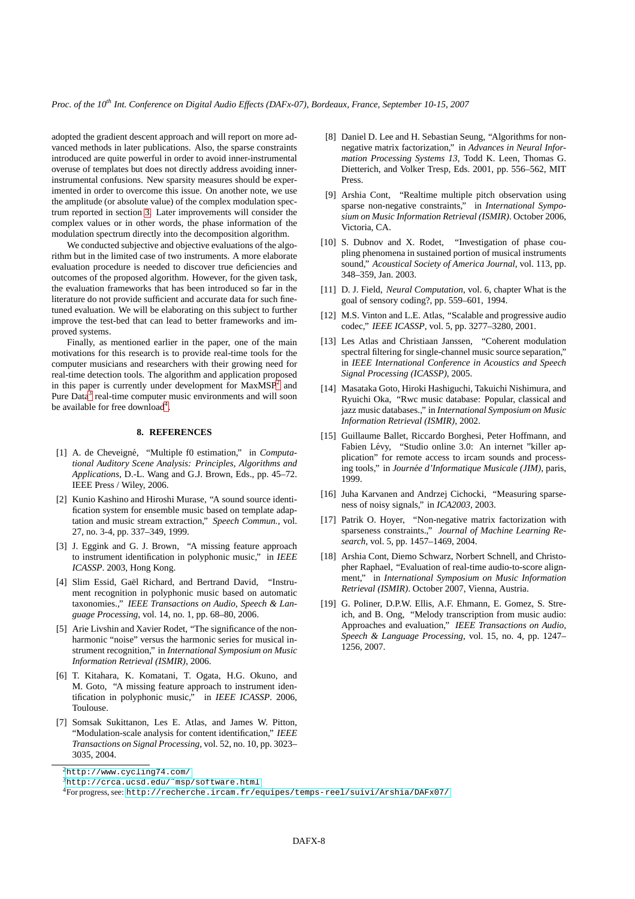adopted the gradient descent approach and will report on more advanced methods in later publications. Also, the sparse constraints introduced are quite powerful in order to avoid inner-instrumental overuse of templates but does not directly address avoiding inner-instrumental confusions. New sparsity measures should be experimented in order to overcome this issue. On another note, we use the amplitude (or absolute value) of the complex modulation spectrum reported in section 3. Later improvements will consider the complex values or in other words, the phase information of the modulation spectrum directly into the decomposition algorithm.

We conducted subjective and objective evaluations of the algorithm but in the limited case of two instruments. A more elaborate evaluation procedure is needed to discover true deficiencies and outcomes of the proposed algorithm. However, for the given task, the evaluation frameworks that has been introduced so far in the literature do not provide sufficient and accurate data for such fine-tuned evaluation. We will be elaborating on this subject to further improve the test-bed that can lead to better frameworks and improved systems.

Finally, as mentioned earlier in the paper, one of the main motivations for this research is to provide real-time tools for the computer musicians and researchers with their growing need for real-time detection tools. The algorithm and application proposed in this paper is currently under development for MaxMSP[2] and Pure Data[3] real-time computer music environments and will soon be available for free download[4].

## 8. REFERENCES

[1] A. de Cheveigné, "Multiple f0 estimation," in *Computational Auditory Scene Analysis: Principles, Algorithms and Applications*, D.-L. Wang and G.J. Brown, Eds., pp. 45–72. IEEE Press / Wiley, 2006.

[2] Kunio Kashino and Hiroshi Murase, "A sound source identification system for ensemble music based on template adaptation and music stream extraction," *Speech Commun.*, vol. 27, no. 3-4, pp. 337–349, 1999.

[3] J. Eggink and G. J. Brown, "A missing feature approach to instrument identification in polyphonic music," in *IEEE ICASSP*. 2003, Hong Kong.

[4] Slim Essid, Gaël Richard, and Bertrand David, "Instrument recognition in polyphonic music based on automatic taxonomies.," *IEEE Transactions on Audio, Speech & Language Processing*, vol. 14, no. 1, pp. 68–80, 2006.

[5] Arie Livshin and Xavier Rodet, "The significance of the non-harmonic "noise" versus the harmonic series for musical instrument recognition," in *International Symposium on Music Information Retrieval (ISMIR)*, 2006.

[6] T. Kitahara, K. Komatani, T. Ogata, H.G. Okuno, and M. Goto, "A missing feature approach to instrument identification in polyphonic music," in *IEEE ICASSP*. 2006, Toulouse.

[7] Somsak Sukittanon, Les E. Atlas, and James W. Pitton, "Modulation-scale analysis for content identification," *IEEE Transactions on Signal Processing*, vol. 52, no. 10, pp. 3023–3035, 2004.

[8] Daniel D. Lee and H. Sebastian Seung, "Algorithms for non-negative matrix factorization," in *Advances in Neural Information Processing Systems 13*, Todd K. Leen, Thomas G. Dietterich, and Volker Tresp, Eds. 2001, pp. 556–562, MIT Press.

[9] Arshia Cont, "Realtime multiple pitch observation using sparse non-negative constraints," in *International Symposium on Music Information Retrieval (ISMIR)*. October 2006, Victoria, CA.

[10] S. Dubnov and X. Rodet, "Investigation of phase coupling phenomena in sustained portion of musical instruments sound," *Acoustical Society of America Journal*, vol. 113, pp. 348–359, Jan. 2003.

[11] D. J. Field, *Neural Computation*, vol. 6, chapter What is the goal of sensory coding?, pp. 559–601, 1994.

[12] M.S. Vinton and L.E. Atlas, "Scalable and progressive audio codec," *IEEE ICASSP*, vol. 5, pp. 3277–3280, 2001.

[13] Les Atlas and Christiaan Janssen, "Coherent modulation spectral filtering for single-channel music source separation," in *IEEE International Conference in Acoustics and Speech Signal Processing (ICASSP)*, 2005.

[14] Masataka Goto, Hiroki Hashiguchi, Takuichi Nishimura, and Ryuichi Oka, "Rwc music database: Popular, classical and jazz music databases.," in *International Symposium on Music Information Retrieval (ISMIR)*, 2002.

[15] Guillaume Ballet, Riccardo Borghesi, Peter Hoffmann, and Fabien Lévy, "Studio online 3.0: An internet "killer application" for remote access to ircam sounds and processing tools," in *Journée d'Informatique Musicale (JIM)*, paris, 1999.

[16] Juha Karvanen and Andrzej Cichocki, "Measuring sparseness of noisy signals," in *ICA2003*, 2003.

[17] Patrik O. Hoyer, "Non-negative matrix factorization with sparseness constraints.," *Journal of Machine Learning Research*, vol. 5, pp. 1457–1469, 2004.

[18] Arshia Cont, Diemo Schwarz, Norbert Schnell, and Christopher Raphael, "Evaluation of real-time audio-to-score alignment," in *International Symposium on Music Information Retrieval (ISMIR)*. October 2007, Vienna, Austria.

[19] G. Poliner, D.P.W. Ellis, A.F. Ehmann, E. Gomez, S. Streich, and B. Ong, "Melody transcription from music audio: Approaches and evaluation," *IEEE Transactions on Audio, Speech & Language Processing*, vol. 15, no. 4, pp. 1247–1256, 2007.

---

[2] http://www.cycling74.com/

[3] http://crca.ucsd.edu/~msp/software.html

[4] For progress, see: http://recherche.ircam.fr/equipes/temps-reel/suivi/Arshia/DAFx07/